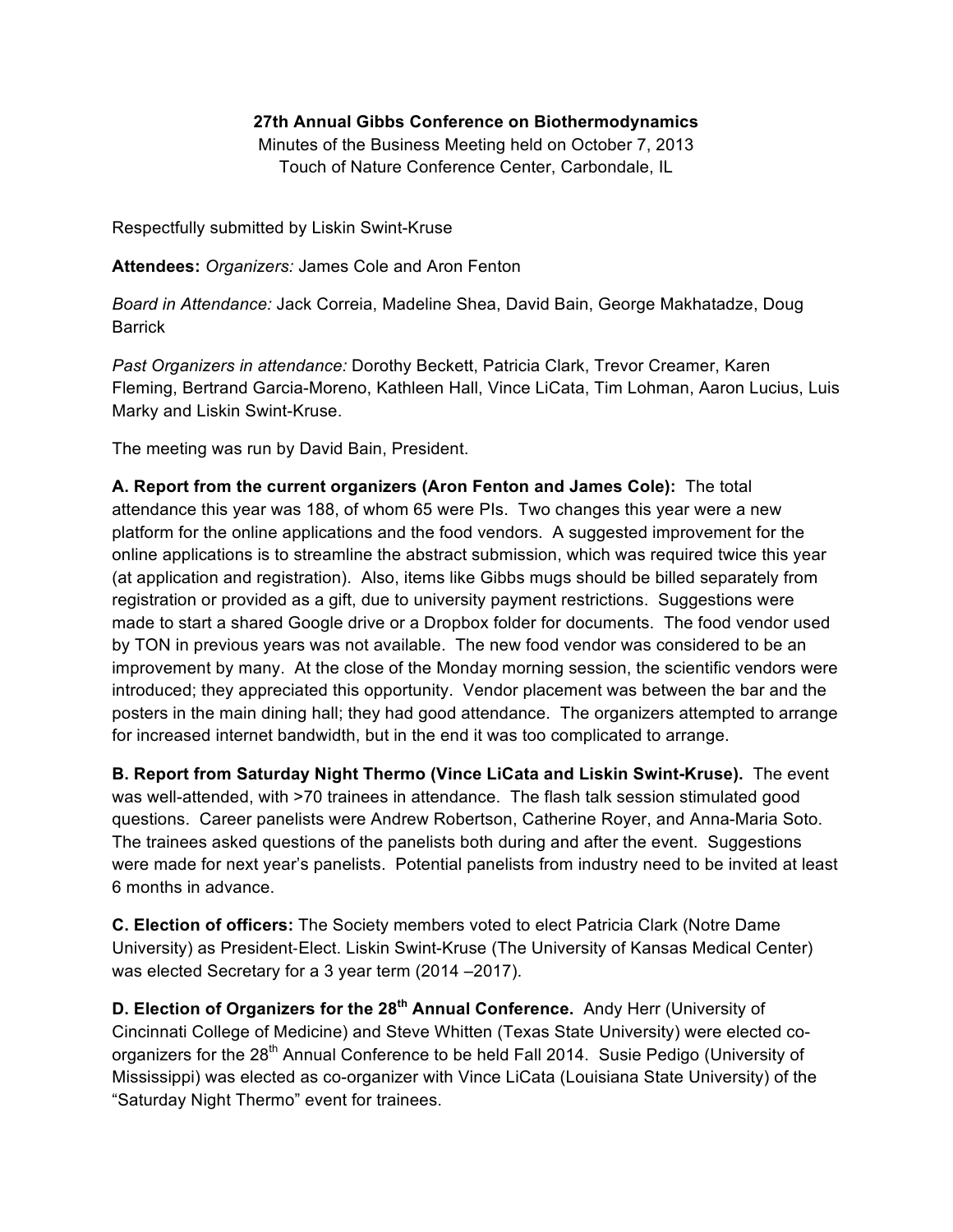**27th Annual Gibbs Conference on Biothermodynamics**

Minutes of the Business Meeting held on October 7, 2013
Touch of Nature Conference Center, Carbondale, IL

Respectfully submitted by Liskin Swint-Kruse

**Attendees:** *Organizers:* James Cole and Aron Fenton

*Board in Attendance:* Jack Correia, Madeline Shea, David Bain, George Makhatadze, Doug Barrick

*Past Organizers in attendance:* Dorothy Beckett, Patricia Clark, Trevor Creamer, Karen Fleming, Bertrand Garcia-Moreno, Kathleen Hall, Vince LiCata, Tim Lohman, Aaron Lucius, Luis Marky and Liskin Swint-Kruse.

The meeting was run by David Bain, President.

**A. Report from the current organizers (Aron Fenton and James Cole):** The total attendance this year was 188, of whom 65 were PIs. Two changes this year were a new platform for the online applications and the food vendors. A suggested improvement for the online applications is to streamline the abstract submission, which was required twice this year (at application and registration). Also, items like Gibbs mugs should be billed separately from registration or provided as a gift, due to university payment restrictions. Suggestions were made to start a shared Google drive or a Dropbox folder for documents. The food vendor used by TON in previous years was not available. The new food vendor was considered to be an improvement by many. At the close of the Monday morning session, the scientific vendors were introduced; they appreciated this opportunity. Vendor placement was between the bar and the posters in the main dining hall; they had good attendance. The organizers attempted to arrange for increased internet bandwidth, but in the end it was too complicated to arrange.

**B. Report from Saturday Night Thermo (Vince LiCata and Liskin Swint-Kruse).** The event was well-attended, with >70 trainees in attendance. The flash talk session stimulated good questions. Career panelists were Andrew Robertson, Catherine Royer, and Anna-Maria Soto. The trainees asked questions of the panelists both during and after the event. Suggestions were made for next year's panelists. Potential panelists from industry need to be invited at least 6 months in advance.

**C. Election of officers:** The Society members voted to elect Patricia Clark (Notre Dame University) as President-Elect. Liskin Swint-Kruse (The University of Kansas Medical Center) was elected Secretary for a 3 year term (2014 –2017).

**D. Election of Organizers for the 28th Annual Conference.** Andy Herr (University of Cincinnati College of Medicine) and Steve Whitten (Texas State University) were elected co-organizers for the 28th Annual Conference to be held Fall 2014. Susie Pedigo (University of Mississippi) was elected as co-organizer with Vince LiCata (Louisiana State University) of the "Saturday Night Thermo" event for trainees.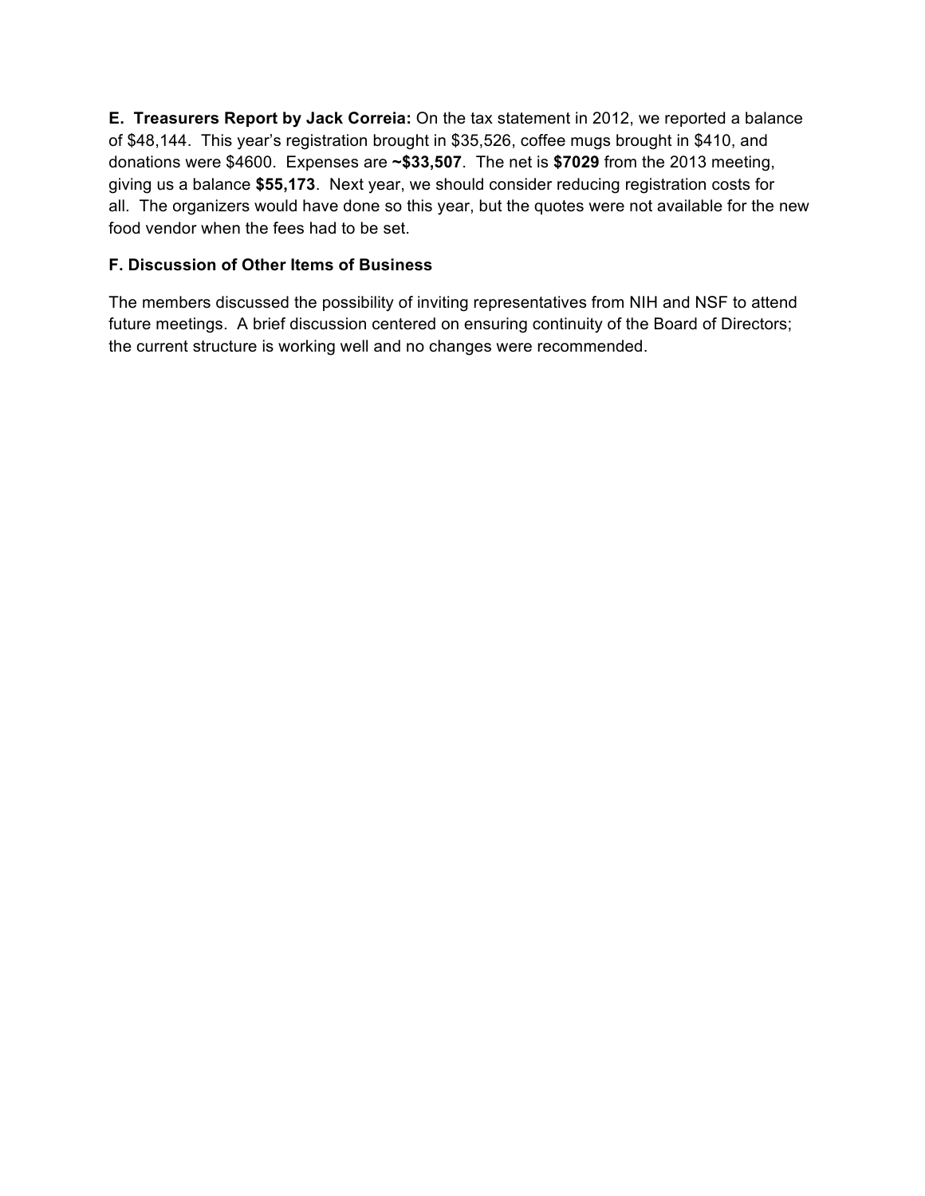**E. Treasurers Report by Jack Correia:** On the tax statement in 2012, we reported a balance of $48,144. This year's registration brought in $35,526, coffee mugs brought in $410, and donations were $4600. Expenses are **~$33,507**. The net is **$7029** from the 2013 meeting, giving us a balance **$55,173**. Next year, we should consider reducing registration costs for all. The organizers would have done so this year, but the quotes were not available for the new food vendor when the fees had to be set.

**F. Discussion of Other Items of Business**

The members discussed the possibility of inviting representatives from NIH and NSF to attend future meetings. A brief discussion centered on ensuring continuity of the Board of Directors; the current structure is working well and no changes were recommended.